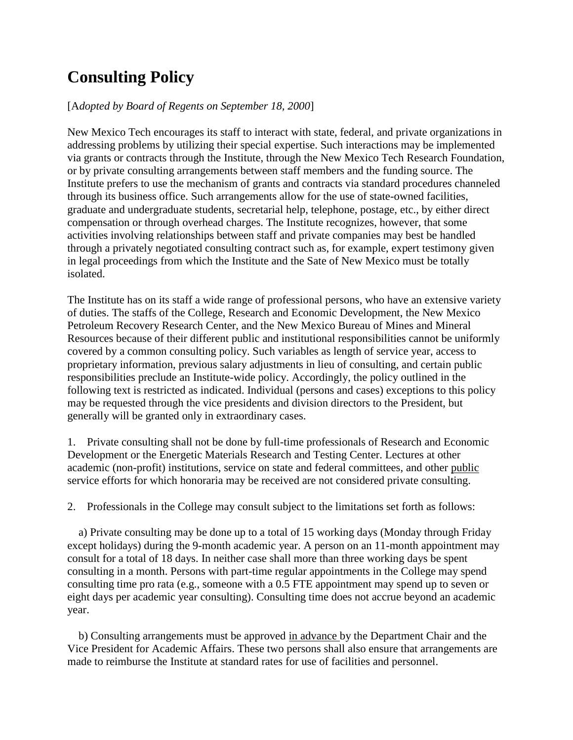# Consulting Policy

[*Adopted by Board of Regents on September 18, 2000*]

New Mexico Tech encourages its staff to interact with state, federal, and private organizations in addressing problems by utilizing their special expertise. Such interactions may be implemented via grants or contracts through the Institute, through the New Mexico Tech Research Foundation, or by private consulting arrangements between staff members and the funding source. The Institute prefers to use the mechanism of grants and contracts via standard procedures channeled through its business office. Such arrangements allow for the use of state-owned facilities, graduate and undergraduate students, secretarial help, telephone, postage, etc., by either direct compensation or through overhead charges. The Institute recognizes, however, that some activities involving relationships between staff and private companies may best be handled through a privately negotiated consulting contract such as, for example, expert testimony given in legal proceedings from which the Institute and the Sate of New Mexico must be totally isolated.

The Institute has on its staff a wide range of professional persons, who have an extensive variety of duties. The staffs of the College, Research and Economic Development, the New Mexico Petroleum Recovery Research Center, and the New Mexico Bureau of Mines and Mineral Resources because of their different public and institutional responsibilities cannot be uniformly covered by a common consulting policy. Such variables as length of service year, access to proprietary information, previous salary adjustments in lieu of consulting, and certain public responsibilities preclude an Institute-wide policy. Accordingly, the policy outlined in the following text is restricted as indicated. Individual (persons and cases) exceptions to this policy may be requested through the vice presidents and division directors to the President, but generally will be granted only in extraordinary cases.

1. Private consulting shall not be done by full-time professionals of Research and Economic Development or the Energetic Materials Research and Testing Center. Lectures at other academic (non-profit) institutions, service on state and federal committees, and other <u>public</u> service efforts for which honoraria may be received are not considered private consulting.

2. Professionals in the College may consult subject to the limitations set forth as follows:

a) Private consulting may be done up to a total of 15 working days (Monday through Friday except holidays) during the 9-month academic year. A person on an 11-month appointment may consult for a total of 18 days. In neither case shall more than three working days be spent consulting in a month. Persons with part-time regular appointments in the College may spend consulting time pro rata (e.g., someone with a 0.5 FTE appointment may spend up to seven or eight days per academic year consulting). Consulting time does not accrue beyond an academic year.

b) Consulting arrangements must be approved <u>in advance</u> by the Department Chair and the Vice President for Academic Affairs. These two persons shall also ensure that arrangements are made to reimburse the Institute at standard rates for use of facilities and personnel.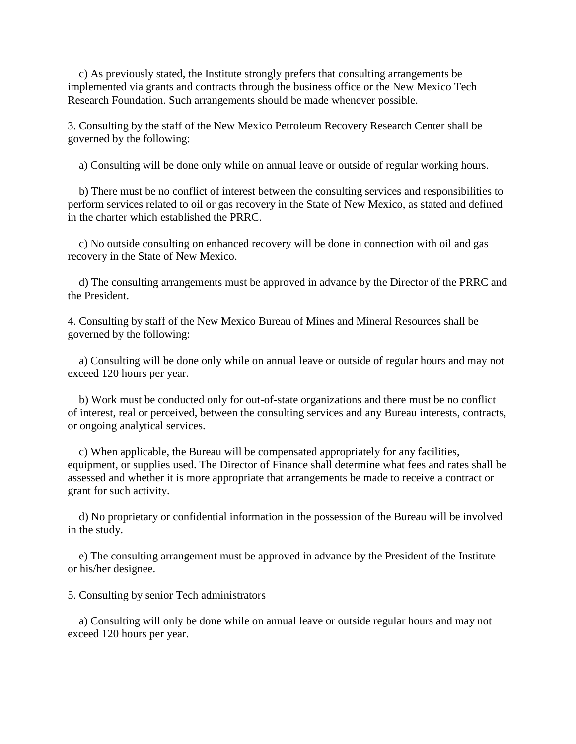c) As previously stated, the Institute strongly prefers that consulting arrangements be implemented via grants and contracts through the business office or the New Mexico Tech Research Foundation. Such arrangements should be made whenever possible.

3. Consulting by the staff of the New Mexico Petroleum Recovery Research Center shall be governed by the following:

   a) Consulting will be done only while on annual leave or outside of regular working hours.

   b) There must be no conflict of interest between the consulting services and responsibilities to perform services related to oil or gas recovery in the State of New Mexico, as stated and defined in the charter which established the PRRC.

   c) No outside consulting on enhanced recovery will be done in connection with oil and gas recovery in the State of New Mexico.

   d) The consulting arrangements must be approved in advance by the Director of the PRRC and the President.

4. Consulting by staff of the New Mexico Bureau of Mines and Mineral Resources shall be governed by the following:

   a) Consulting will be done only while on annual leave or outside of regular hours and may not exceed 120 hours per year.

   b) Work must be conducted only for out-of-state organizations and there must be no conflict of interest, real or perceived, between the consulting services and any Bureau interests, contracts, or ongoing analytical services.

   c) When applicable, the Bureau will be compensated appropriately for any facilities, equipment, or supplies used. The Director of Finance shall determine what fees and rates shall be assessed and whether it is more appropriate that arrangements be made to receive a contract or grant for such activity.

   d) No proprietary or confidential information in the possession of the Bureau will be involved in the study.

   e) The consulting arrangement must be approved in advance by the President of the Institute or his/her designee.

5. Consulting by senior Tech administrators

   a) Consulting will only be done while on annual leave or outside regular hours and may not exceed 120 hours per year.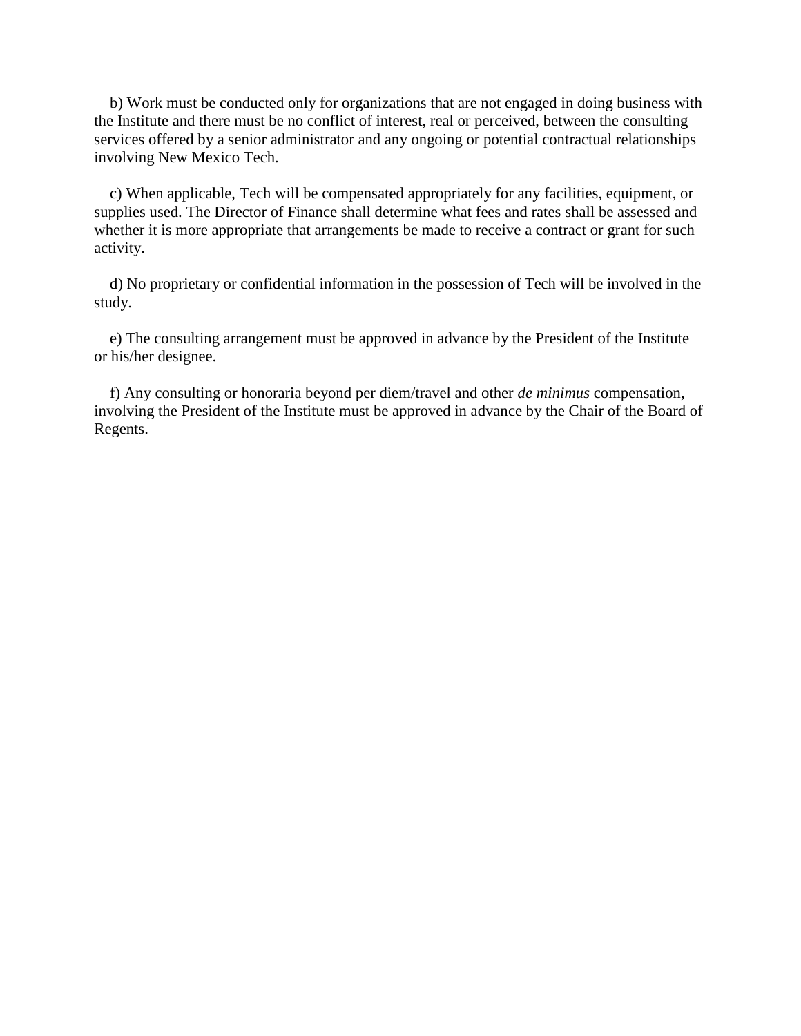b) Work must be conducted only for organizations that are not engaged in doing business with the Institute and there must be no conflict of interest, real or perceived, between the consulting services offered by a senior administrator and any ongoing or potential contractual relationships involving New Mexico Tech.

c) When applicable, Tech will be compensated appropriately for any facilities, equipment, or supplies used. The Director of Finance shall determine what fees and rates shall be assessed and whether it is more appropriate that arrangements be made to receive a contract or grant for such activity.

d) No proprietary or confidential information in the possession of Tech will be involved in the study.

e) The consulting arrangement must be approved in advance by the President of the Institute or his/her designee.

f) Any consulting or honoraria beyond per diem/travel and other *de minimus* compensation, involving the President of the Institute must be approved in advance by the Chair of the Board of Regents.